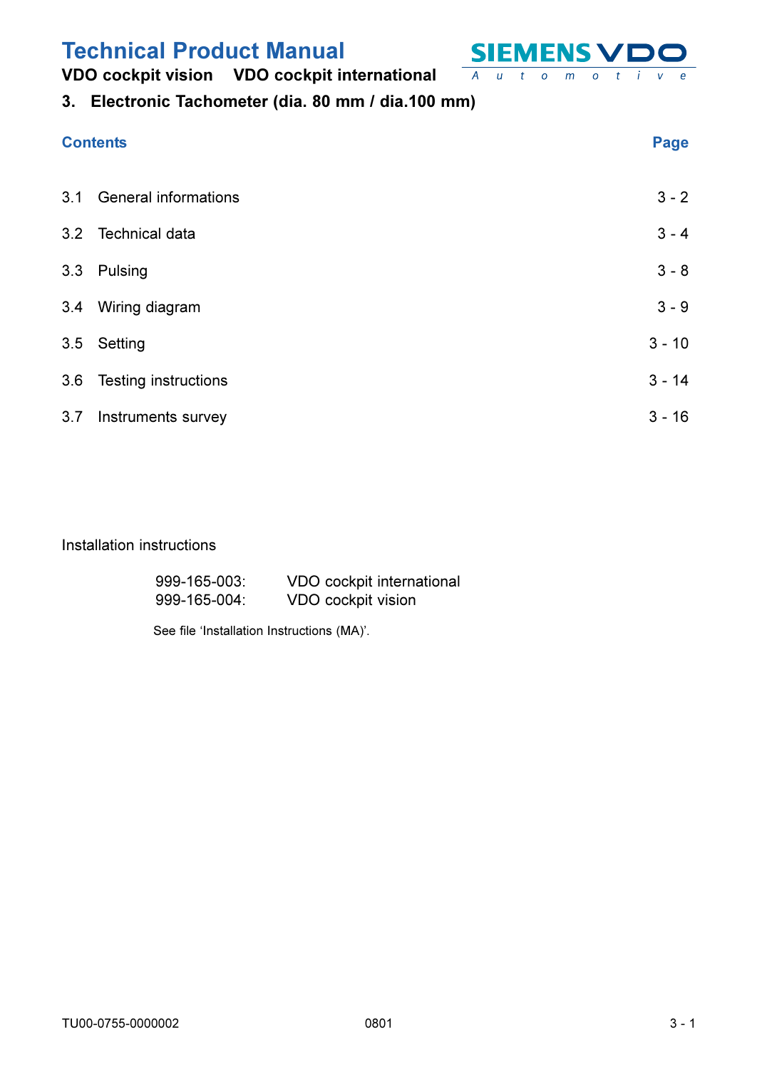# Technical Product Manual

**VDO cockpit vision VDO cockpit international**

## 3. Electronic Tachometer (dia. 80 mm / dia.100 mm)

| Contents | | Page |
|---|---|---|
| 3.1 | General informations | 3 - 2 |
| 3.2 | Technical data | 3 - 4 |
| 3.3 | Pulsing | 3 - 8 |
| 3.4 | Wiring diagram | 3 - 9 |
| 3.5 | Setting | 3 - 10 |
| 3.6 | Testing instructions | 3 - 14 |
| 3.7 | Instruments survey | 3 - 16 |

Installation instructions

| | |
|---|---|
| 999-165-003: | VDO cockpit international |
| 999-165-004: | VDO cockpit vision |

See file 'Installation Instructions (MA)'.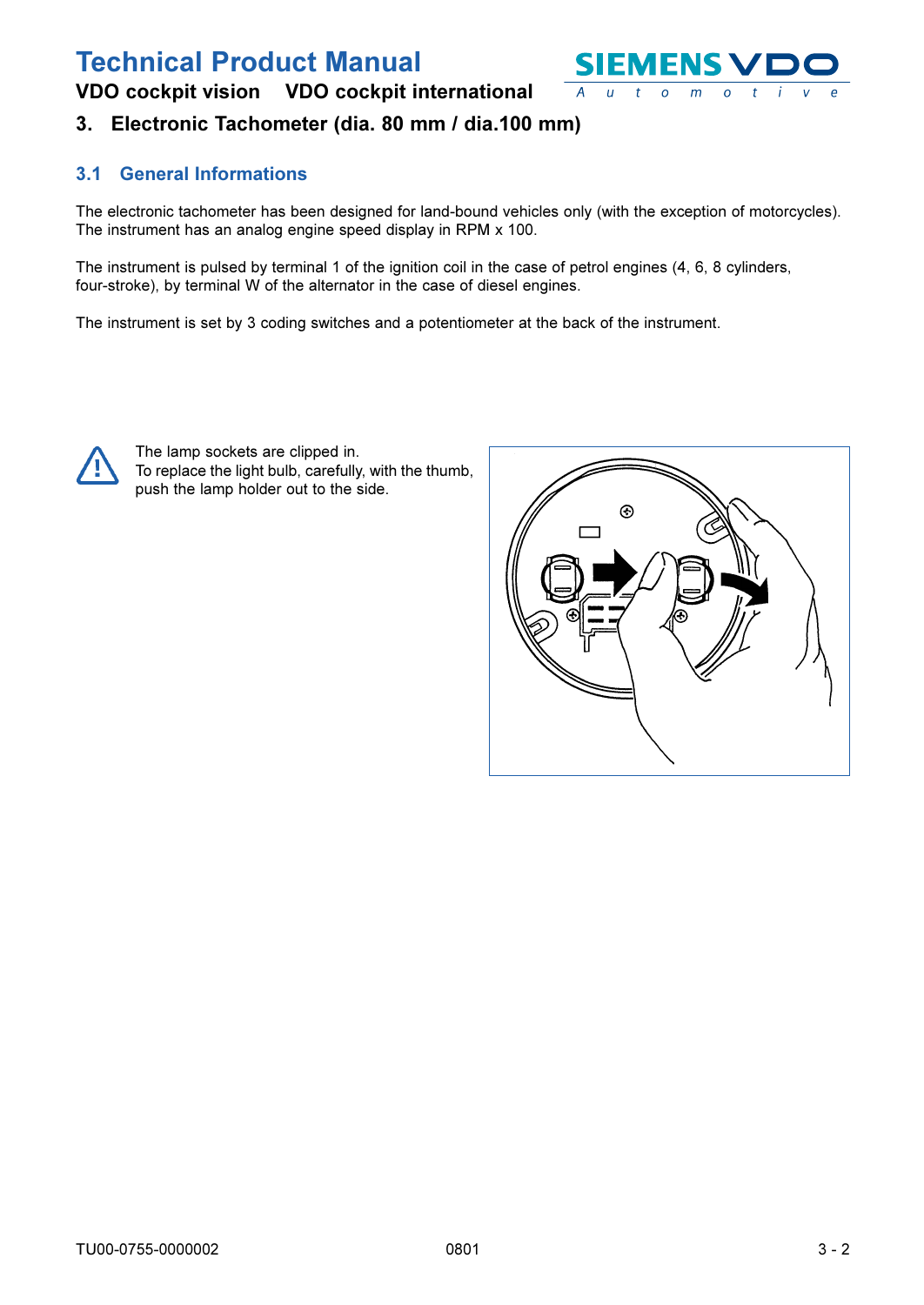# 3. Electronic Tachometer (dia. 80 mm / dia.100 mm)

## 3.1 General Informations

The electronic tachometer has been designed for land-bound vehicles only (with the exception of motorcycles). The instrument has an analog engine speed display in RPM x 100.

The instrument is pulsed by terminal 1 of the ignition coil in the case of petrol engines (4, 6, 8 cylinders, four-stroke), by terminal W of the alternator in the case of diesel engines.

The instrument is set by 3 coding switches and a potentiometer at the back of the instrument.

The lamp sockets are clipped in.
To replace the light bulb, carefully, with the thumb, push the lamp holder out to the side.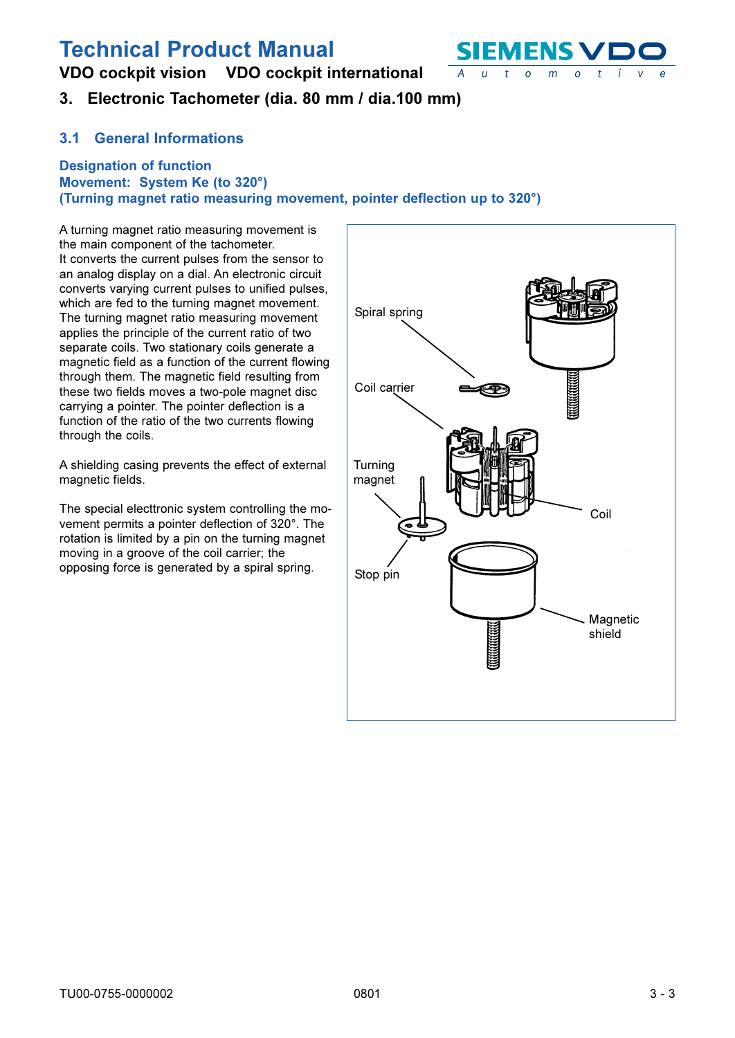## 3. Electronic Tachometer (dia. 80 mm / dia.100 mm)

### 3.1 General Informations

**Designation of function**
**Movement: System Ke (to 320°)**
**(Turning magnet ratio measuring movement, pointer deflection up to 320°)**

A turning magnet ratio measuring movement is the main component of the tachometer.
It converts the current pulses from the sensor to an analog display on a dial. An electronic circuit converts varying current pulses to unified pulses, which are fed to the turning magnet movement.
The turning magnet ratio measuring movement applies the principle of the current ratio of two separate coils. Two stationary coils generate a magnetic field as a function of the current flowing through them. The magnetic field resulting from these two fields moves a two-pole magnet disc carrying a pointer. The pointer deflection is a function of the ratio of the two currents flowing through the coils.

A shielding casing prevents the effect of external magnetic fields.

The special electtronic system controlling the movement permits a pointer deflection of 320°. The rotation is limited by a pin on the turning magnet moving in a groove of the coil carrier; the opposing force is generated by a spiral spring.

Spiral spring
Coil carrier
Turning magnet
Coil
Stop pin
Magnetic shield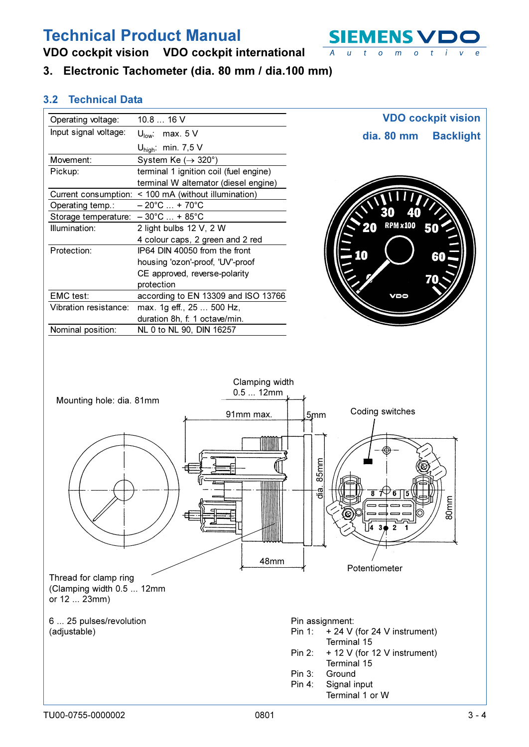# Technical Product Manual

**VDO cockpit vision VDO cockpit international**

## 3. Electronic Tachometer (dia. 80 mm / dia.100 mm)

### 3.2 Technical Data

**VDO cockpit vision**

**dia. 80 mm Backlight**

| | |
|---|---|
| Operating voltage: | 10.8 … 16 V |
| Input signal voltage: | $U_{low}$: max. 5 V<br>$U_{high}$: min. 7,5 V |
| Movement: | System Ke (→ 320°) |
| Pickup: | terminal 1 ignition coil (fuel engine)<br>terminal W alternator (diesel engine) |
| Current consumption: | < 100 mA (without illumination) |
| Operating temp.: | – 20°C … + 70°C |
| Storage temperature: | – 30°C … + 85°C |
| Illumination: | 2 light bulbs 12 V, 2 W<br>4 colour caps, 2 green and 2 red |
| Protection: | IP64 DIN 40050 from the front<br>housing 'ozon'-proof, 'UV'-proof<br>CE approved, reverse-polarity protection |
| EMC test: | according to EN 13309 and ISO 13766 |
| Vibration resistance: | max. 1g eff., 25 … 500 Hz,<br>duration 8h, f: 1 octave/min. |
| Nominal position: | NL 0 to NL 90, DIN 16257 |

Mounting hole: dia. 81mm

Clamping width 0.5 ... 12mm

91mm max.

5mm

dia. 85mm

48mm

Coding switches

80mm

Potentiometer

Thread for clamp ring
(Clamping width 0.5 ... 12mm
or 12 ... 23mm)

6 ... 25 pulses/revolution
(adjustable)

Pin assignment:

- Pin 1: + 24 V (for 24 V instrument) Terminal 15
- Pin 2: + 12 V (for 12 V instrument) Terminal 15
- Pin 3: Ground
- Pin 4: Signal input Terminal 1 or W

TU00-0755-0000002 0801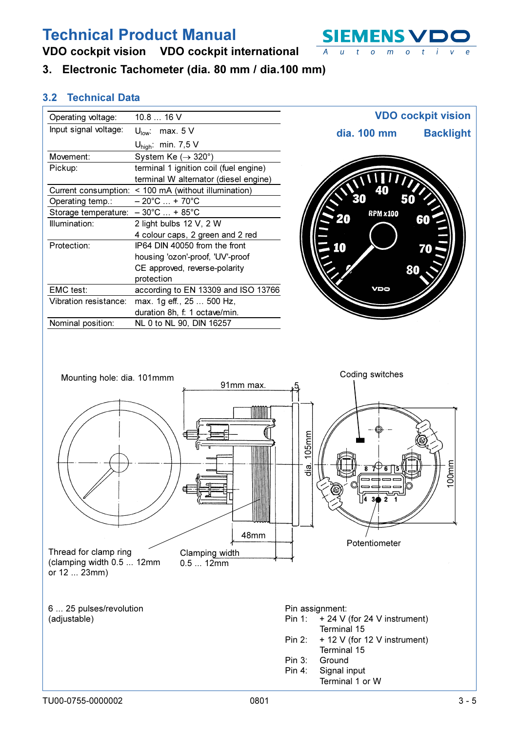# Technical Product Manual

**VDO cockpit vision VDO cockpit international**

## 3. Electronic Tachometer (dia. 80 mm / dia.100 mm)

### 3.2 Technical Data

| | |
|---|---|
| Operating voltage: | 10.8 ... 16 V |
| Input signal voltage: | $U_{low}$: max. 5 V<br>$U_{high}$: min. 7,5 V |
| Movement: | System Ke (→ 320°) |
| Pickup: | terminal 1 ignition coil (fuel engine)<br>terminal W alternator (diesel engine) |
| Current consumption: | < 100 mA (without illumination) |
| Operating temp.: | – 20°C ... + 70°C |
| Storage temperature: | – 30°C ... + 85°C |
| Illumination: | 2 light bulbs 12 V, 2 W<br>4 colour caps, 2 green and 2 red |
| Protection: | IP64 DIN 40050 from the front<br>housing 'ozon'-proof, 'UV'-proof<br>CE approved, reverse-polarity protection |
| EMC test: | according to EN 13309 and ISO 13766 |
| Vibration resistance: | max. 1g eff., 25 ... 500 Hz,<br>duration 8h, f: 1 octave/min. |
| Nominal position: | NL 0 to NL 90, DIN 16257 |

**VDO cockpit vision**

**dia. 100 mm** **Backlight**

Mounting hole: dia. 101mmm

91mm max.

5

dia. 105mm

48mm

Coding switches

100mm

Potentiometer

Thread for clamp ring (clamping width 0.5 ... 12mm or 12 ... 23mm)

Clamping width 0.5 ... 12mm

6 ... 25 pulses/revolution (adjustable)

Pin assignment:

- Pin 1: + 24 V (for 24 V instrument) Terminal 15
- Pin 2: + 12 V (for 12 V instrument) Terminal 15
- Pin 3: Ground
- Pin 4: Signal input Terminal 1 or W

TU00-0755-0000002 0801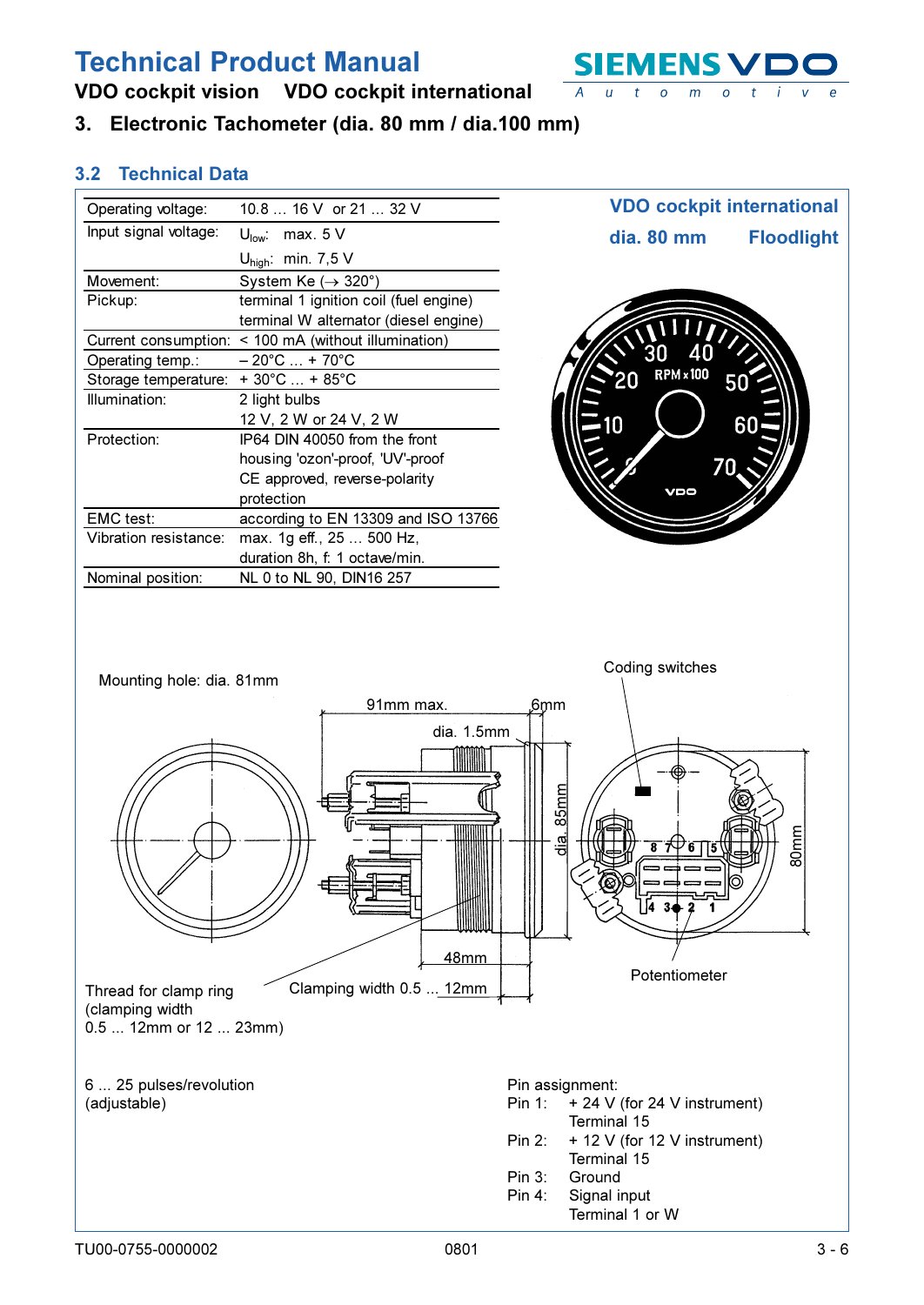# Technical Product Manual

**VDO cockpit vision VDO cockpit international**

## 3. Electronic Tachometer (dia. 80 mm / dia.100 mm)

### 3.2 Technical Data

| | |
|---|---|
| Operating voltage: | 10.8 ... 16 V or 21 ... 32 V |
| Input signal voltage: | $U_{low}$: max. 5 V<br>$U_{high}$: min. 7,5 V |
| Movement: | System Ke (→ 320°) |
| Pickup: | terminal 1 ignition coil (fuel engine)<br>terminal W alternator (diesel engine) |
| Current consumption: | < 100 mA (without illumination) |
| Operating temp.: | – 20°C ... + 70°C |
| Storage temperature: | + 30°C ... + 85°C |
| Illumination: | 2 light bulbs<br>12 V, 2 W or 24 V, 2 W |
| Protection: | IP64 DIN 40050 from the front<br>housing 'ozon'-proof, 'UV'-proof<br>CE approved, reverse-polarity protection |
| EMC test: | according to EN 13309 and ISO 13766 |
| Vibration resistance: | max. 1g eff., 25 ... 500 Hz,<br>duration 8h, f: 1 octave/min. |
| Nominal position: | NL 0 to NL 90, DIN16 257 |

**VDO cockpit international**

**dia. 80 mm Floodlight**

Mounting hole: dia. 81mm

91mm max. 6mm dia. 1.5mm dia. 85mm 48mm 80mm

Coding switches

Potentiometer

Thread for clamp ring (clamping width 0.5 ... 12mm or 12 ... 23mm)

Clamping width 0.5 ... 12mm

6 ... 25 pulses/revolution (adjustable)

Pin assignment:

- Pin 1: + 24 V (for 24 V instrument) Terminal 15
- Pin 2: + 12 V (for 12 V instrument) Terminal 15
- Pin 3: Ground
- Pin 4: Signal input Terminal 1 or W

TU00-0755-0000002 0801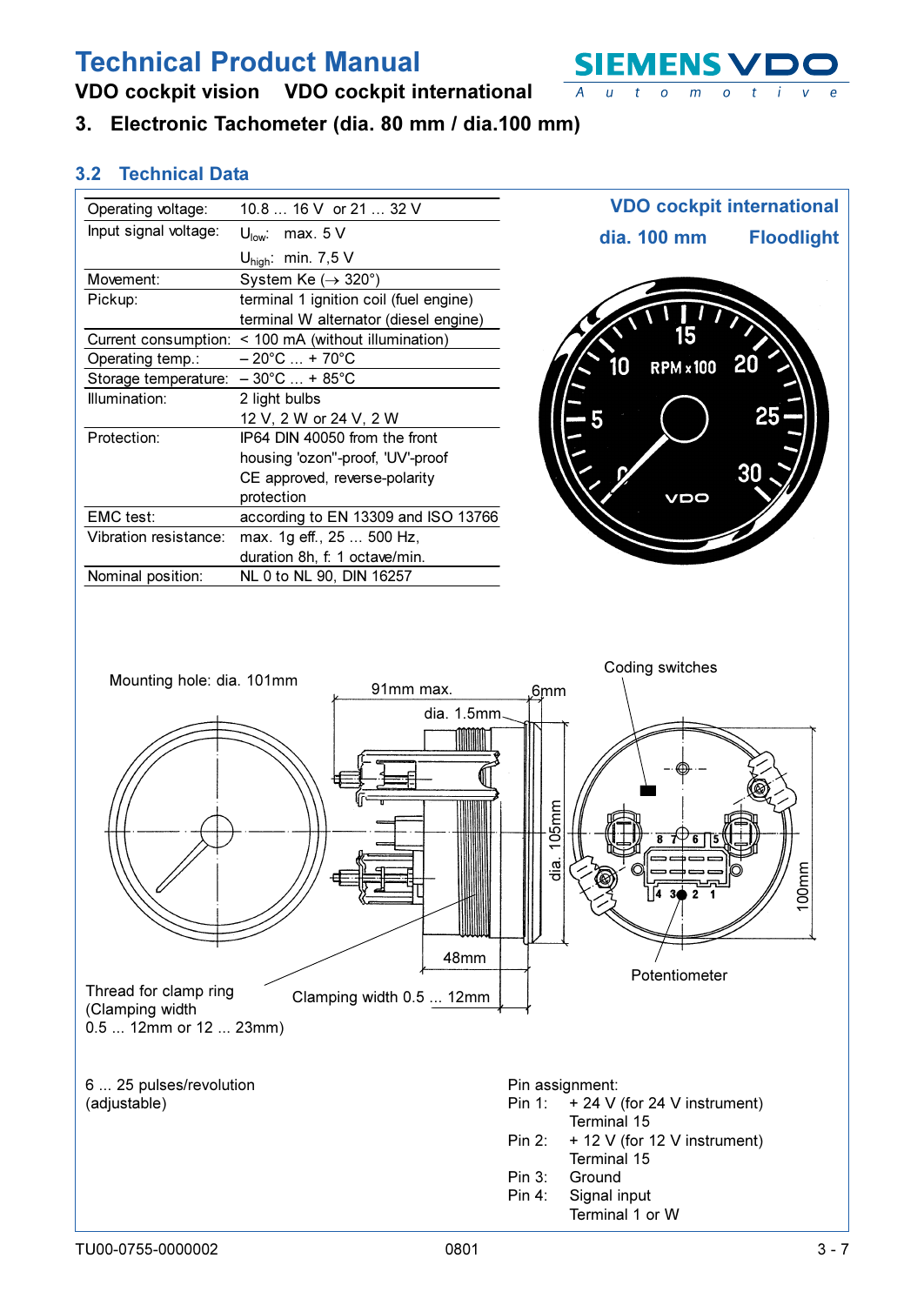# Technical Product Manual

**VDO cockpit vision VDO cockpit international**

## 3. Electronic Tachometer (dia. 80 mm / dia.100 mm)

### 3.2 Technical Data

**VDO cockpit international**

**dia. 100 mm Floodlight**

| | |
|---|---|
| Operating voltage: | 10.8 ... 16 V or 21 ... 32 V |
| Input signal voltage: | $U_{low}$: max. 5 V<br>$U_{high}$: min. 7,5 V |
| Movement: | System Ke (→ 320°) |
| Pickup: | terminal 1 ignition coil (fuel engine)<br>terminal W alternator (diesel engine) |
| Current consumption: | < 100 mA (without illumination) |
| Operating temp.: | – 20°C ... + 70°C |
| Storage temperature: | – 30°C ... + 85°C |
| Illumination: | 2 light bulbs<br>12 V, 2 W or 24 V, 2 W |
| Protection: | IP64 DIN 40050 from the front<br>housing 'ozon''-proof, 'UV'-proof<br>CE approved, reverse-polarity protection |
| EMC test: | according to EN 13309 and ISO 13766 |
| Vibration resistance: | max. 1g eff., 25 ... 500 Hz,<br>duration 8h, f: 1 octave/min. |
| Nominal position: | NL 0 to NL 90, DIN 16257 |

Mounting hole: dia. 101mm

91mm max.

6mm

dia. 1.5mm

dia. 105mm

48mm

Clamping width 0.5 ... 12mm

Coding switches

100mm

Potentiometer

Thread for clamp ring
(Clamping width
0.5 ... 12mm or 12 ... 23mm)

6 ... 25 pulses/revolution
(adjustable)

Pin assignment:
Pin 1: + 24 V (for 24 V instrument)
Terminal 15
Pin 2: + 12 V (for 12 V instrument)
Terminal 15
Pin 3: Ground
Pin 4: Signal input
Terminal 1 or W

TU00-0755-0000002 0801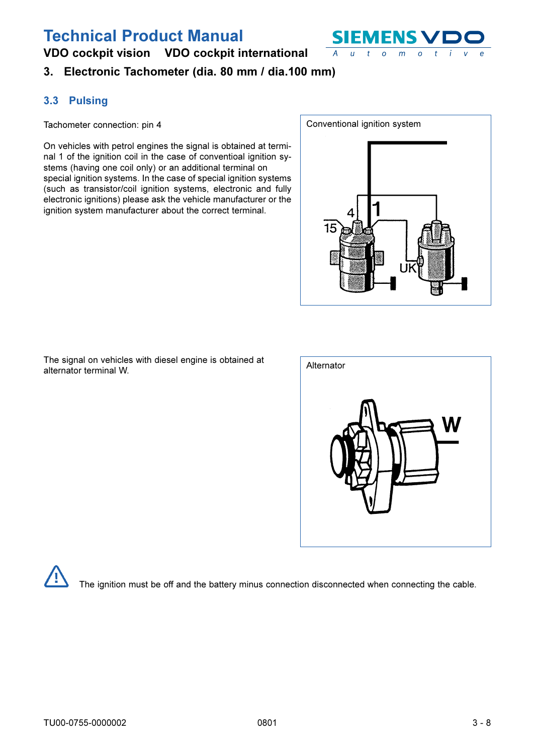## 3.3 Pulsing

Tachometer connection: pin 4

On vehicles with petrol engines the signal is obtained at terminal 1 of the ignition coil in the case of conventioal ignition systems (having one coil only) or an additional terminal on special ignition systems. In the case of special ignition systems (such as transistor/coil ignition systems, electronic and fully electronic ignitions) please ask the vehicle manufacturer or the ignition system manufacturer about the correct terminal.

Conventional ignition system

The signal on vehicles with diesel engine is obtained at alternator terminal W.

Alternator

⚠ The ignition must be off and the battery minus connection disconnected when connecting the cable.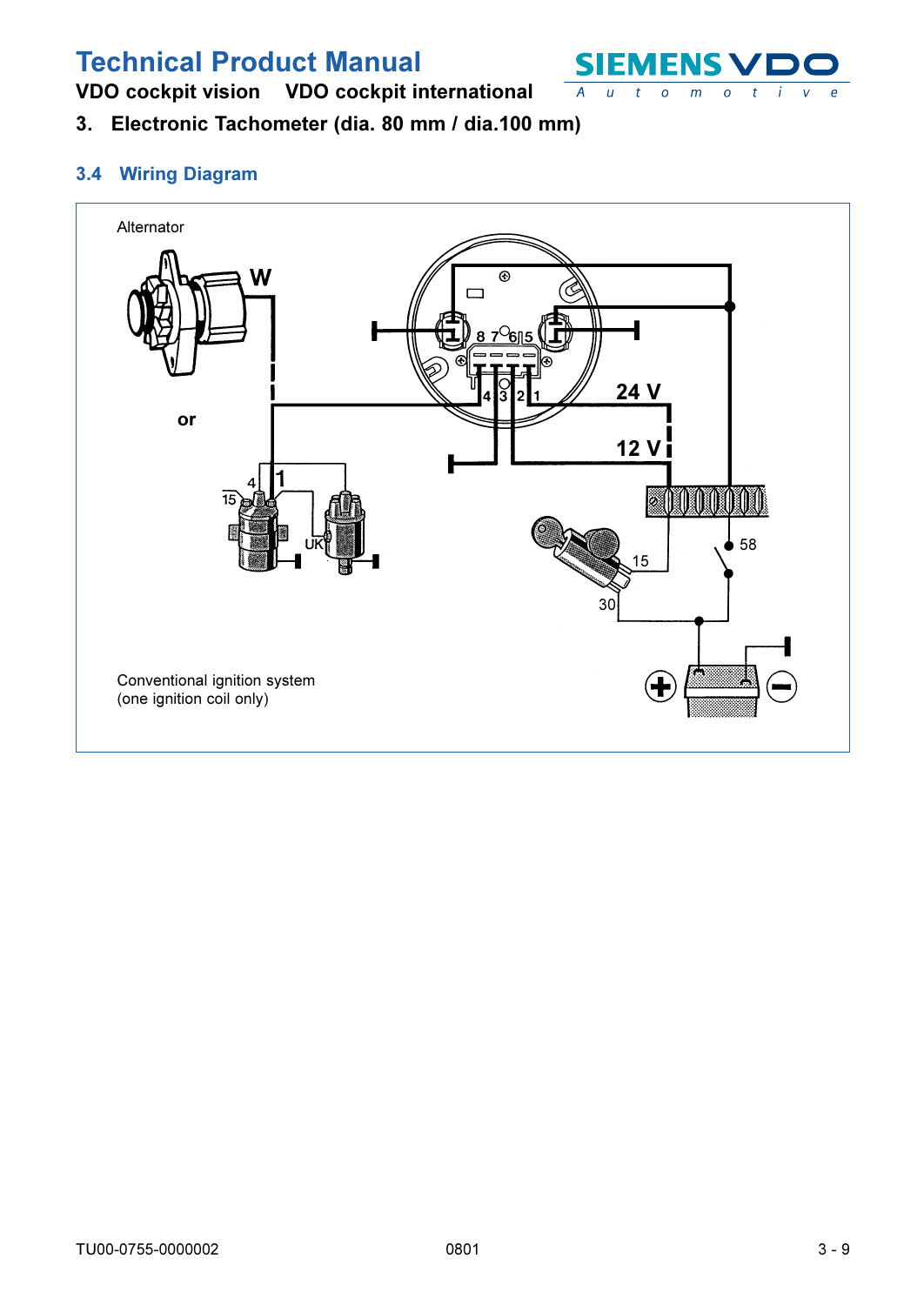## 3. Electronic Tachometer (dia. 80 mm / dia.100 mm)

### 3.4 Wiring Diagram

Alternator

W

or

8 7 6 5

4 3 2 1

24 V

12 V

4 1

15

UK

15

58

30

Conventional ignition system
(one ignition coil only)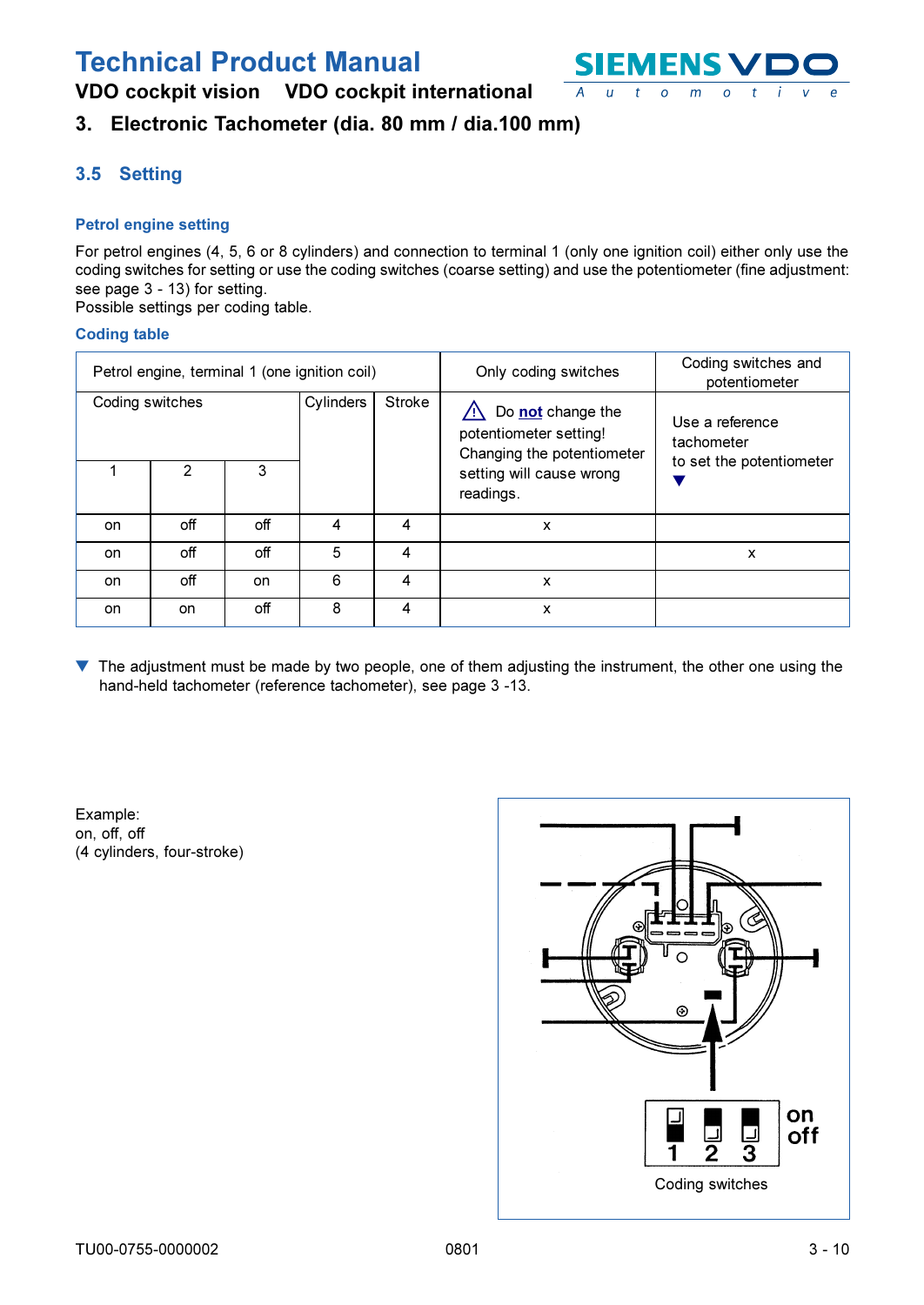## 3.5 Setting

### Petrol engine setting

For petrol engines (4, 5, 6 or 8 cylinders) and connection to terminal 1 (only one ignition coil) either only use the coding switches for setting or use the coding switches (coarse setting) and use the potentiometer (fine adjustment: see page 3 - 13) for setting.
Possible settings per coding table.

### Coding table

| Petrol engine, terminal 1 (one ignition coil) | | | | | Only coding switches | Coding switches and potentiometer |
|---|---|---|---|---|---|---|
| Coding switches | | | Cylinders | Stroke | ⚠ Do **not** change the potentiometer setting! Changing the potentiometer setting will cause wrong readings. | Use a reference tachometer to set the potentiometer ▼ |
| 1 | 2 | 3 | | | | |
| on | off | off | 4 | 4 | x | |
| on | off | off | 5 | 4 | | x |
| on | off | on | 6 | 4 | x | |
| on | on | off | 8 | 4 | x | |

▼ The adjustment must be made by two people, one of them adjusting the instrument, the other one using the hand-held tachometer (reference tachometer), see page 3 -13.

Example:
on, off, off
(4 cylinders, four-stroke)

on
off
1 2 3
Coding switches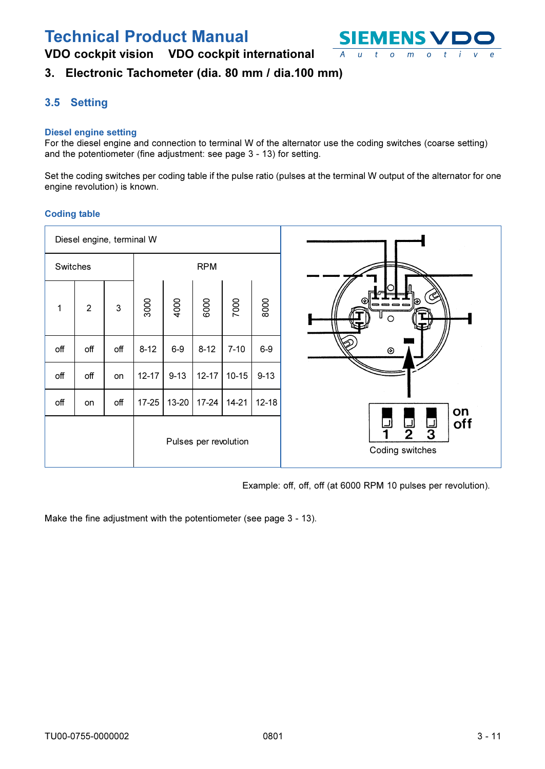## 3.5 Setting

### Diesel engine setting

For the diesel engine and connection to terminal W of the alternator use the coding switches (coarse setting) and the potentiometer (fine adjustment: see page 3 - 13) for setting.

Set the coding switches per coding table if the pulse ratio (pulses at the terminal W output of the alternator for one engine revolution) is known.

### Coding table

| Diesel engine, terminal W | | | | | | | |
|---|---|---|---|---|---|---|---|
| Switches | | | RPM | | | | |
| 1 | 2 | 3 | 3000 | 4000 | 6000 | 7000 | 8000 |
| off | off | off | 8-12 | 6-9 | 8-12 | 7-10 | 6-9 |
| off | off | on | 12-17 | 9-13 | 12-17 | 10-15 | 9-13 |
| off | on | off | 17-25 | 13-20 | 17-24 | 14-21 | 12-18 |
| | | | Pulses per revolution | | | | |

on
off
1 2 3
Coding switches

Example: off, off, off (at 6000 RPM 10 pulses per revolution).

Make the fine adjustment with the potentiometer (see page 3 - 13).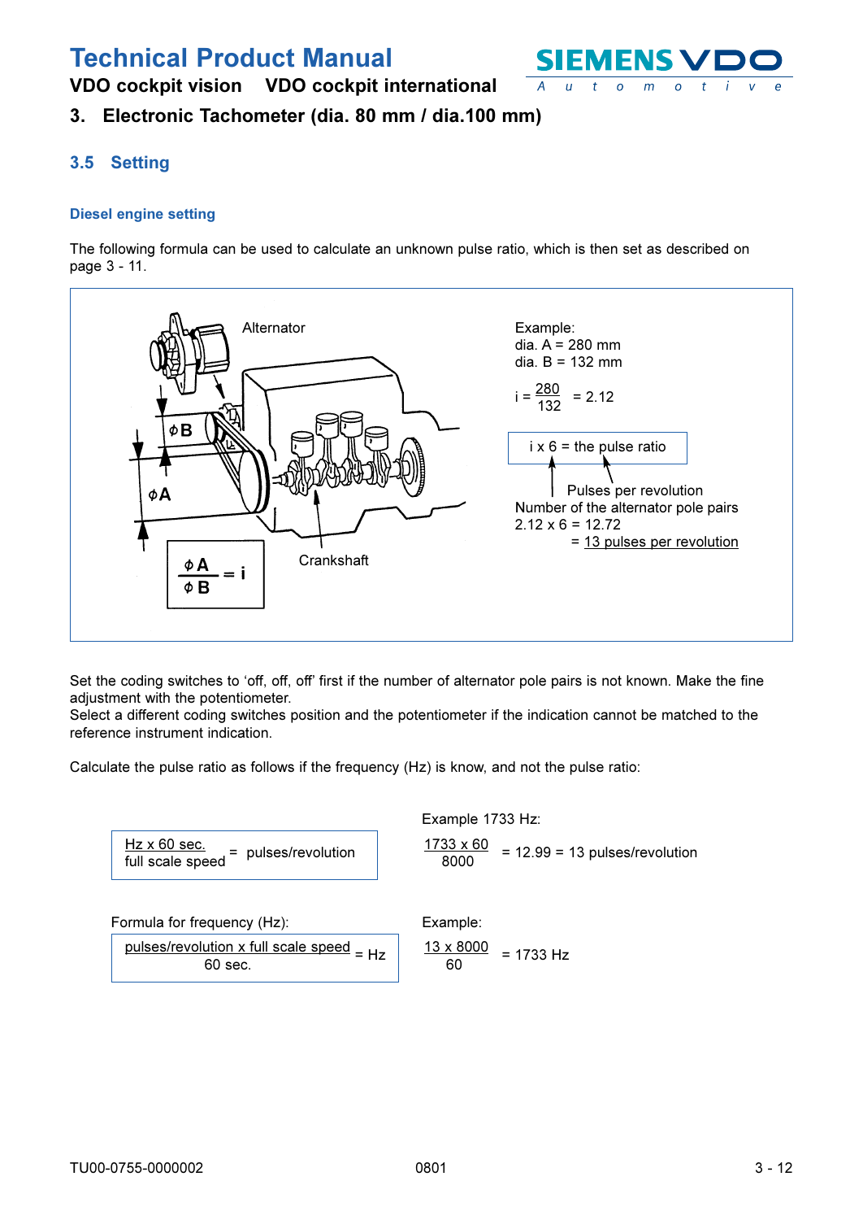## 3. Electronic Tachometer (dia. 80 mm / dia.100 mm)

### 3.5 Setting

#### Diesel engine setting

The following formula can be used to calculate an unknown pulse ratio, which is then set as described on page 3 - 11.

Alternator

ϕB

ϕA

Crankshaft

$$\frac{\phi A}{\phi B} = i$$

Example:
dia. A = 280 mm
dia. B = 132 mm

$$i = \frac{280}{132} = 2.12$$

i x 6 = the pulse ratio

Pulses per revolution
Number of the alternator pole pairs
2.12 x 6 = 12.72
= 13 pulses per revolution

Set the coding switches to 'off, off, off' first if the number of alternator pole pairs is not known. Make the fine adjustment with the potentiometer.
Select a different coding switches position and the potentiometer if the indication cannot be matched to the reference instrument indication.

Calculate the pulse ratio as follows if the frequency (Hz) is know, and not the pulse ratio:

$$\frac{\text{Hz x 60 sec.}}{\text{full scale speed}} = \text{pulses/revolution}$$

Example 1733 Hz:

$$\frac{1733 \times 60}{8000} = 12.99 = 13 \text{ pulses/revolution}$$

Formula for frequency (Hz):

$$\frac{\text{pulses/revolution x full scale speed}}{\text{60 sec.}} = \text{Hz}$$

Example:

$$\frac{13 \times 8000}{60} = 1733 \text{ Hz}$$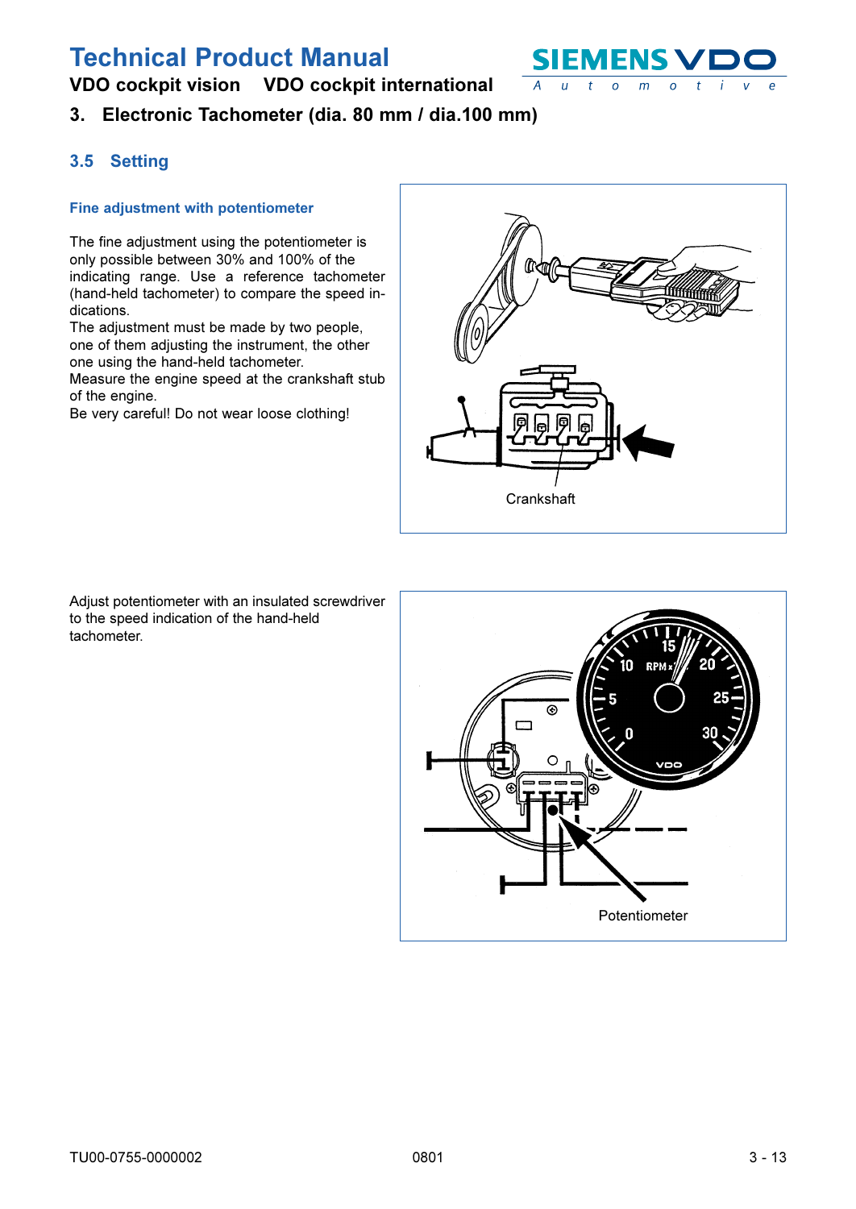## 3.5 Setting

### Fine adjustment with potentiometer

The fine adjustment using the potentiometer is only possible between 30% and 100% of the indicating range. Use a reference tachometer (hand-held tachometer) to compare the speed indications.
The adjustment must be made by two people, one of them adjusting the instrument, the other one using the hand-held tachometer.
Measure the engine speed at the crankshaft stub of the engine.
Be very careful! Do not wear loose clothing!

Crankshaft

Adjust potentiometer with an insulated screwdriver to the speed indication of the hand-held tachometer.

Potentiometer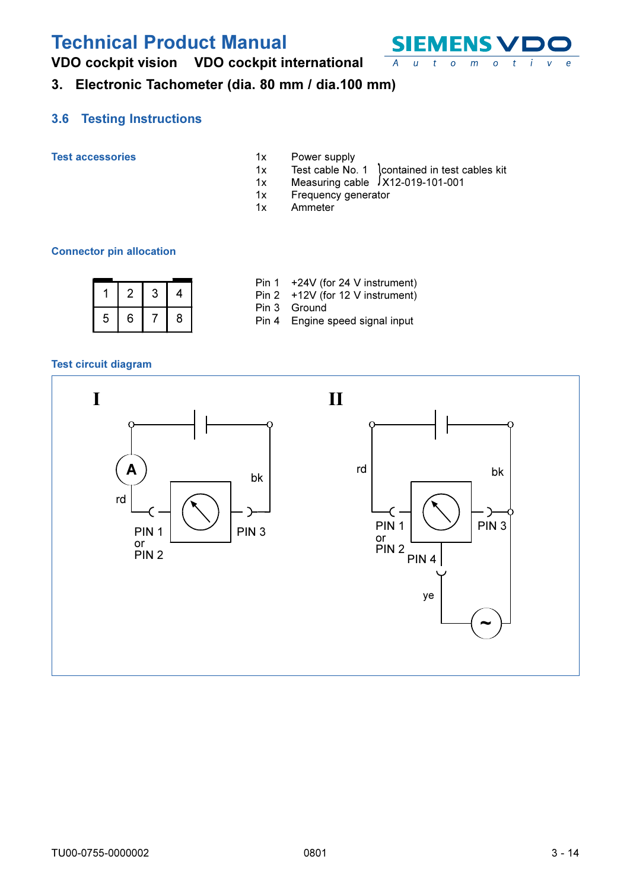## 3.6 Testing Instructions

**Test accessories**

| | | |
|---|---|---|
| 1x | Power supply | |
| 1x | Test cable No. 1 | contained in test cables kit |
| 1x | Measuring cable | X12-019-101-001 |
| 1x | Frequency generator | |
| 1x | Ammeter | |

**Connector pin allocation**

| 1 | 2 | 3 | 4 |
|---|---|---|---|
| 5 | 6 | 7 | 8 |

- Pin 1 +24V (for 24 V instrument)
- Pin 2 +12V (for 12 V instrument)
- Pin 3 Ground
- Pin 4 Engine speed signal input

**Test circuit diagram**

I

A, rd, bk, PIN 1 or PIN 2, PIN 3

II

rd, bk, PIN 1 or PIN 2, PIN 3, PIN 4, ye, ~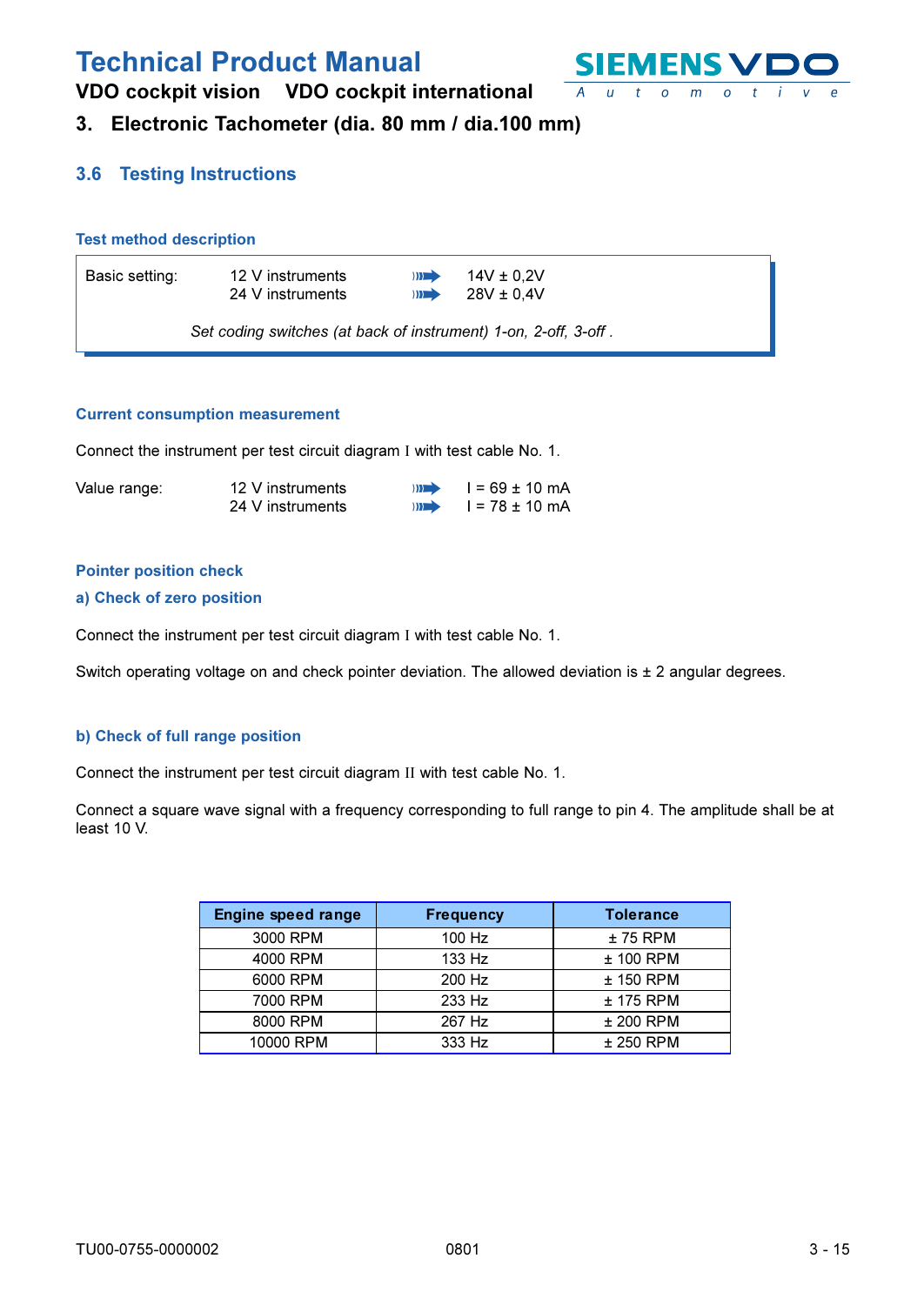## 3. Electronic Tachometer (dia. 80 mm / dia.100 mm)

### 3.6 Testing Instructions

#### Test method description

Basic setting: 12 V instruments ➠ 14V ± 0,2V
24 V instruments ➠ 28V ± 0,4V

*Set coding switches (at back of instrument) 1-on, 2-off, 3-off .*

#### Current consumption measurement

Connect the instrument per test circuit diagram I with test cable No. 1.

Value range: 12 V instruments ➠ I = 69 ± 10 mA
24 V instruments ➠ I = 78 ± 10 mA

#### Pointer position check

#### a) Check of zero position

Connect the instrument per test circuit diagram I with test cable No. 1.

Switch operating voltage on and check pointer deviation. The allowed deviation is ± 2 angular degrees.

#### b) Check of full range position

Connect the instrument per test circuit diagram II with test cable No. 1.

Connect a square wave signal with a frequency corresponding to full range to pin 4. The amplitude shall be at least 10 V.

| Engine speed range | Frequency | Tolerance |
|---|---|---|
| 3000 RPM | 100 Hz | ± 75 RPM |
| 4000 RPM | 133 Hz | ± 100 RPM |
| 6000 RPM | 200 Hz | ± 150 RPM |
| 7000 RPM | 233 Hz | ± 175 RPM |
| 8000 RPM | 267 Hz | ± 200 RPM |
| 10000 RPM | 333 Hz | ± 250 RPM |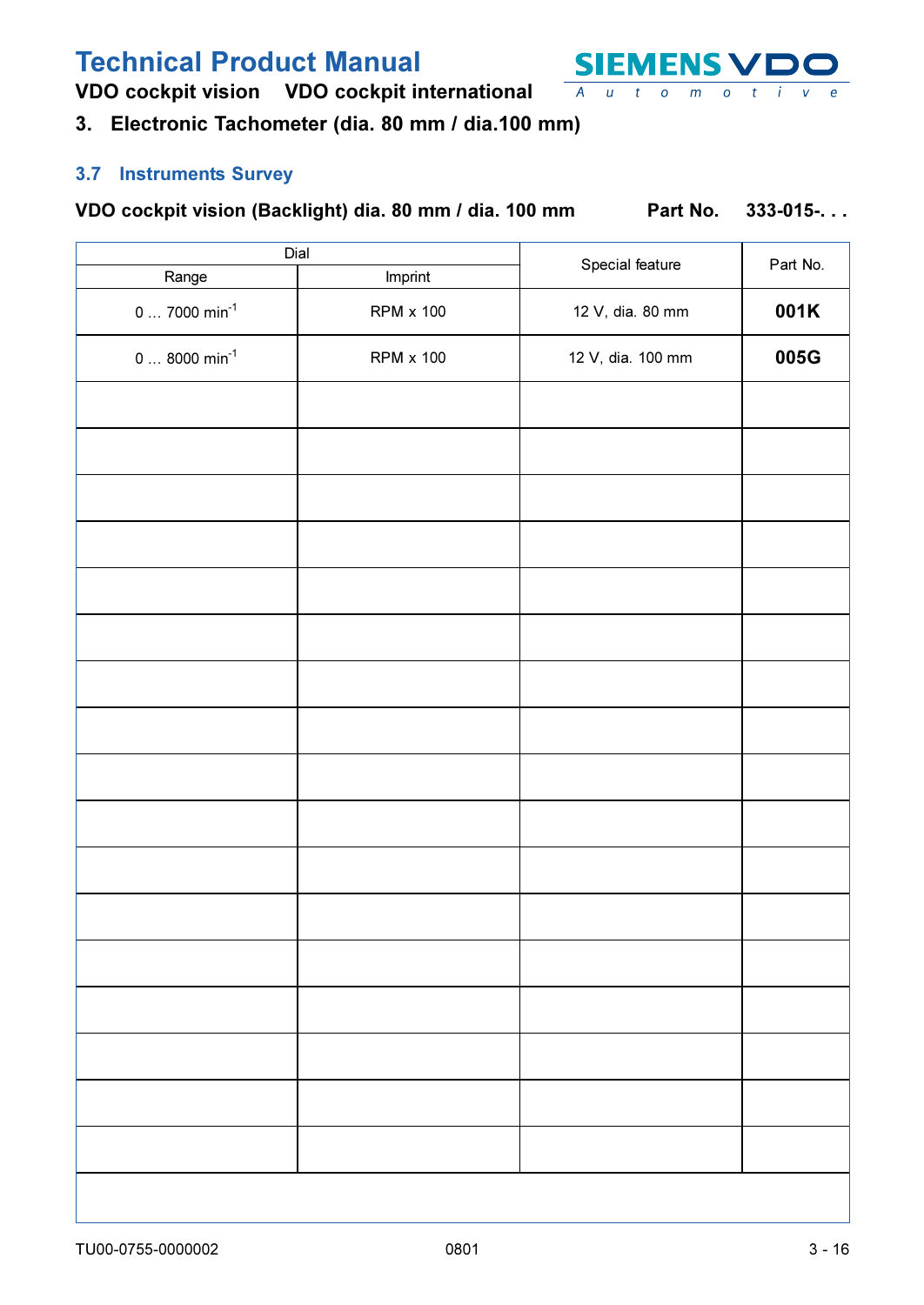## 3. Electronic Tachometer (dia. 80 mm / dia.100 mm)

### 3.7 Instruments Survey

**VDO cockpit vision (Backlight) dia. 80 mm / dia. 100 mm    Part No.    333-015-. . .**

| Dial | | Special feature | Part No. |
|---|---|---|---|
| Range | Imprint | | |
| 0 … 7000 $min^{-1}$ | RPM x 100 | 12 V, dia. 80 mm | **001K** |
| 0 … 8000 $min^{-1}$ | RPM x 100 | 12 V, dia. 100 mm | **005G** |
| | | | |
| | | | |
| | | | |
| | | | |
| | | | |
| | | | |
| | | | |
| | | | |
| | | | |
| | | | |
| | | | |
| | | | |
| | | | |
| | | | |
| | | | |
| | | | |
| | | | |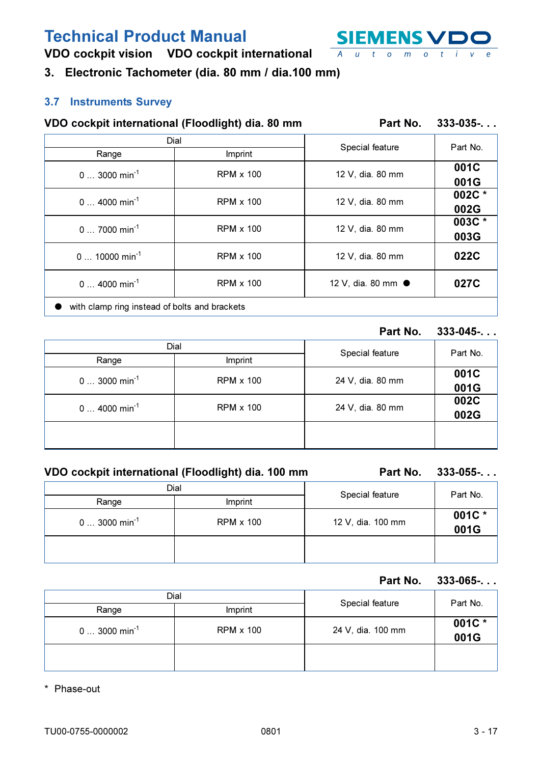# Technical Product Manual

**VDO cockpit vision VDO cockpit international**

## 3. Electronic Tachometer (dia. 80 mm / dia.100 mm)

### 3.7 Instruments Survey

**VDO cockpit international (Floodlight) dia. 80 mm** **Part No. 333-035-. . .**

| Dial | | Special feature | Part No. |
|---|---|---|---|
| Range | Imprint | | |
| 0 … 3000 $min^{-1}$ | RPM x 100 | 12 V, dia. 80 mm | **001C** **001G** |
| 0 … 4000 $min^{-1}$ | RPM x 100 | 12 V, dia. 80 mm | **002C** * **002G** |
| 0 … 7000 $min^{-1}$ | RPM x 100 | 12 V, dia. 80 mm | **003C** * **003G** |
| 0 … 10000 $min^{-1}$ | RPM x 100 | 12 V, dia. 80 mm | **022C** |
| 0 … 4000 $min^{-1}$ | RPM x 100 | 12 V, dia. 80 mm ● | **027C** |
| ● with clamp ring instead of bolts and brackets | | | |

**Part No. 333-045-. . .**

| Dial | | Special feature | Part No. |
|---|---|---|---|
| Range | Imprint | | |
| 0 … 3000 $min^{-1}$ | RPM x 100 | 24 V, dia. 80 mm | **001C** **001G** |
| 0 … 4000 $min^{-1}$ | RPM x 100 | 24 V, dia. 80 mm | **002C** **002G** |
| | | | |

**VDO cockpit international (Floodlight) dia. 100 mm** **Part No. 333-055-. . .**

| Dial | | Special feature | Part No. |
|---|---|---|---|
| Range | Imprint | | |
| 0 … 3000 $min^{-1}$ | RPM x 100 | 12 V, dia. 100 mm | **001C** * **001G** |
| | | | |

**Part No. 333-065-. . .**

| Dial | | Special feature | Part No. |
|---|---|---|---|
| Range | Imprint | | |
| 0 … 3000 $min^{-1}$ | RPM x 100 | 24 V, dia. 100 mm | **001C** * **001G** |
| | | | |

* Phase-out